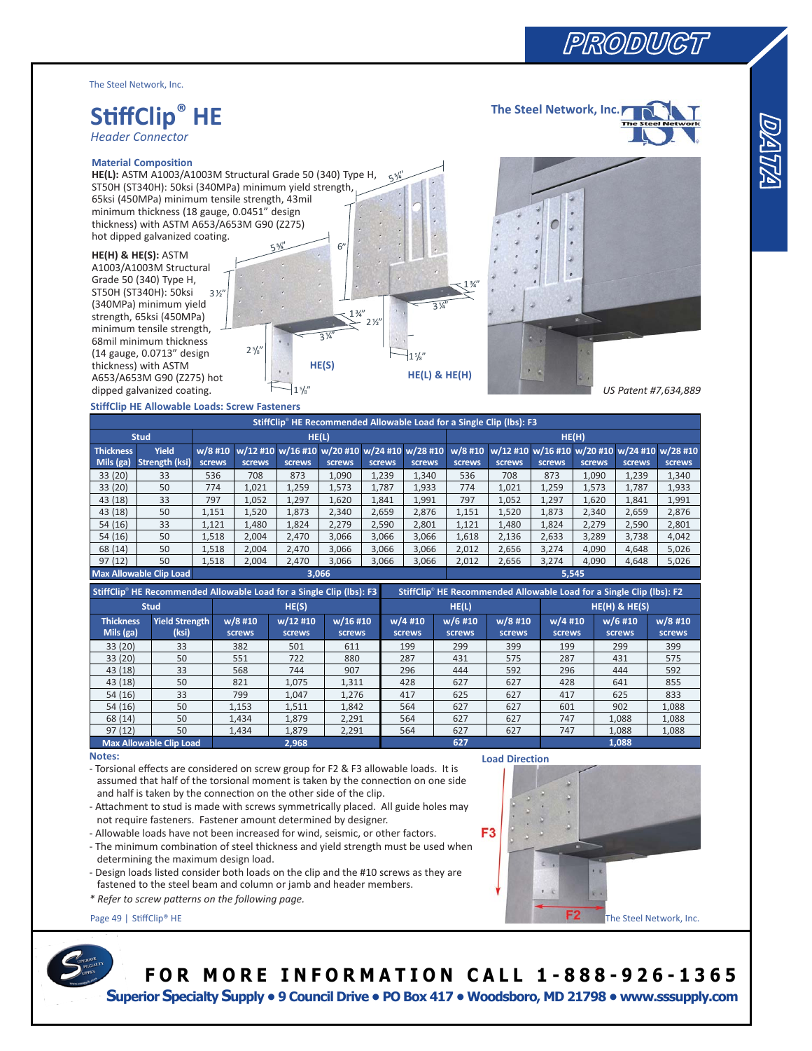The Steel Network, Inc.

# StiffClip® HE

*Header Connector*

### Material Composition

**HE(L):** ASTM A1003/A1003M Structural Grade 50 (340) Type H, ST50H (ST340H): 50ksi (340MPa) minimum yield strength, 65ksi (450MPa) minimum tensile strength, 43mil minimum thickness (18 gauge, 0.0451" design thickness) with ASTM A653/A653M G90 (Z275) hot dipped galvanized coating.

**HE(H) & HE(S):** ASTM A1003/A1003M Structural Grade 50 (340) Type H, ST50H (ST340H): 50ksi (340MPa) minimum yield strength, 65ksi (450MPa) minimum tensile strength, 68mil minimum thickness (14 gauge, 0.0713" design thickness) with ASTM A653/A653M G90 (Z275) hot dipped galvanized coating.

HE(S)

HE(L) & HE(H)

*US Patent #7,634,889*

### StiffClip HE Allowable Loads: Screw Fasteners

**StiffClip® HE Recommended Allowable Load for a Single Clip (lbs): F3**

| Stud | | HE(L) | | | | | | HE(H) | | | | | |
|---|---|---|---|---|---|---|---|---|---|---|---|---|---|
| Thickness Mils (ga) | Yield Strength (ksi) | w/8 #10 screws | w/12 #10 screws | w/16 #10 screws | w/20 #10 screws | w/24 #10 screws | w/28 #10 screws | w/8 #10 screws | w/12 #10 screws | w/16 #10 screws | w/20 #10 screws | w/24 #10 screws | w/28 #10 screws |
| 33 (20) | 33 | 536 | 708 | 873 | 1,090 | 1,239 | 1,340 | 536 | 708 | 873 | 1,090 | 1,239 | 1,340 |
| 33 (20) | 50 | 774 | 1,021 | 1,259 | 1,573 | 1,787 | 1,933 | 774 | 1,021 | 1,259 | 1,573 | 1,787 | 1,933 |
| 43 (18) | 33 | 797 | 1,052 | 1,297 | 1,620 | 1,841 | 1,991 | 797 | 1,052 | 1,297 | 1,620 | 1,841 | 1,991 |
| 43 (18) | 50 | 1,151 | 1,520 | 1,873 | 2,340 | 2,659 | 2,876 | 1,151 | 1,520 | 1,873 | 2,340 | 2,659 | 2,876 |
| 54 (16) | 33 | 1,121 | 1,480 | 1,824 | 2,279 | 2,590 | 2,801 | 1,121 | 1,480 | 1,824 | 2,279 | 2,590 | 2,801 |
| 54 (16) | 50 | 1,518 | 2,004 | 2,470 | 3,066 | 3,066 | 3,066 | 1,618 | 2,136 | 2,633 | 3,289 | 3,738 | 4,042 |
| 68 (14) | 50 | 1,518 | 2,004 | 2,470 | 3,066 | 3,066 | 3,066 | 2,012 | 2,656 | 3,274 | 4,090 | 4,648 | 5,026 |
| 97 (12) | 50 | 1,518 | 2,004 | 2,470 | 3,066 | 3,066 | 3,066 | 2,012 | 2,656 | 3,274 | 4,090 | 4,648 | 5,026 |
| Max Allowable Clip Load | | 3,066 | | | | | | 5,545 | | | | | |

**StiffClip® HE Recommended Allowable Load for a Single Clip (lbs): F3** / **StiffClip® HE Recommended Allowable Load for a Single Clip (lbs): F2**

| Stud | | HE(S) (F3) | | | HE(L) (F2) | | | HE(H) & HE(S) (F2) | | |
|---|---|---|---|---|---|---|---|---|---|---|
| Thickness Mils (ga) | Yield Strength (ksi) | w/8 #10 screws | w/12 #10 screws | w/16 #10 screws | w/4 #10 screws | w/6 #10 screws | w/8 #10 screws | w/4 #10 screws | w/6 #10 screws | w/8 #10 screws |
| 33 (20) | 33 | 382 | 501 | 611 | 199 | 299 | 399 | 199 | 299 | 399 |
| 33 (20) | 50 | 551 | 722 | 880 | 287 | 431 | 575 | 287 | 431 | 575 |
| 43 (18) | 33 | 568 | 744 | 907 | 296 | 444 | 592 | 296 | 444 | 592 |
| 43 (18) | 50 | 821 | 1,075 | 1,311 | 428 | 627 | 627 | 428 | 641 | 855 |
| 54 (16) | 33 | 799 | 1,047 | 1,276 | 417 | 625 | 627 | 417 | 625 | 833 |
| 54 (16) | 50 | 1,153 | 1,511 | 1,842 | 564 | 627 | 627 | 601 | 902 | 1,088 |
| 68 (14) | 50 | 1,434 | 1,879 | 2,291 | 564 | 627 | 627 | 747 | 1,088 | 1,088 |
| 97 (12) | 50 | 1,434 | 1,879 | 2,291 | 564 | 627 | 627 | 747 | 1,088 | 1,088 |
| Max Allowable Clip Load | | 2,968 | | | 627 | | | 1,088 | | |

**Notes:**

- Torsional effects are considered on screw group for F2 & F3 allowable loads. It is assumed that half of the torsional moment is taken by the connection on one side and half is taken by the connection on the other side of the clip.
- Attachment to stud is made with screws symmetrically placed. All guide holes may not require fasteners. Fastener amount determined by designer.
- Allowable loads have not been increased for wind, seismic, or other factors.
- The minimum combination of steel thickness and yield strength must be used when determining the maximum design load.
- Design loads listed consider both loads on the clip and the #10 screws as they are fastened to the steel beam and column or jamb and header members.

*\* Refer to screw patterns on the following page.*

**Load Direction**

F3

F2

The Steel Network, Inc.

**FOR MORE INFORMATION CALL 1-888-926-1365**

**Superior Specialty Supply • 9 Council Drive • PO Box 417 • Woodsboro, MD 21798 • www.sssupply.com**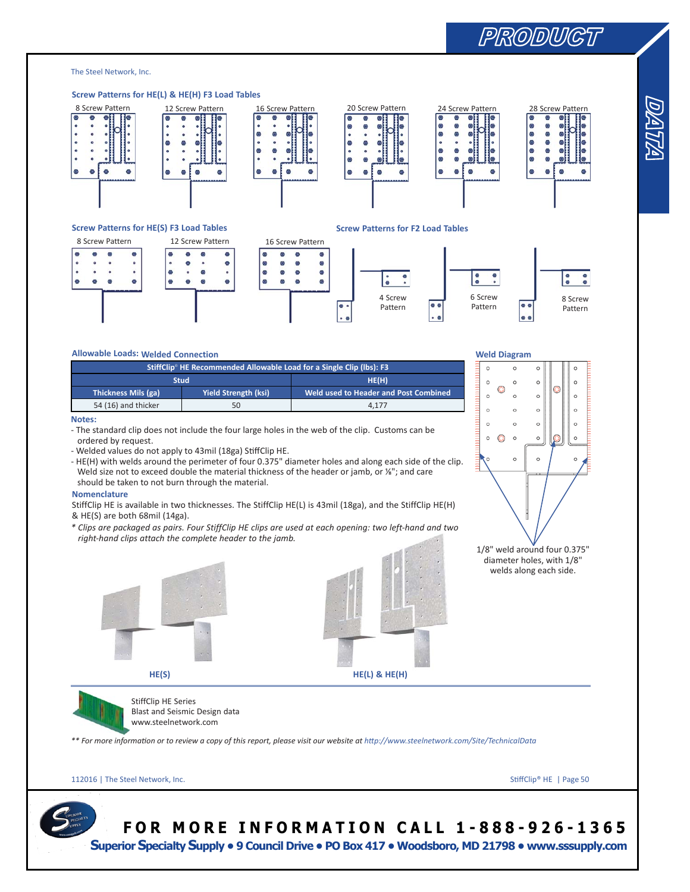The Steel Network, Inc.

### Screw Patterns for HE(L) & HE(H) F3 Load Tables

8 Screw Pattern

12 Screw Pattern

16 Screw Pattern

20 Screw Pattern

24 Screw Pattern

28 Screw Pattern

### Screw Patterns for HE(S) F3 Load Tables

8 Screw Pattern

12 Screw Pattern

16 Screw Pattern

### Screw Patterns for F2 Load Tables

4 Screw Pattern

6 Screw Pattern

8 Screw Pattern

### Allowable Loads: Welded Connection

| StiffClip® HE Recommended Allowable Load for a Single Clip (lbs): F3 | | |
|---|---|---|
| Stud | | HE(H) |
| Thickness Mils (ga) | Yield Strength (ksi) | Weld used to Header and Post Combined |
| 54 (16) and thicker | 50 | 4,177 |

### Weld Diagram

1/8" weld around four 0.375" diameter holes, with 1/8" welds along each side.

**Notes:**

- The standard clip does not include the four large holes in the web of the clip. Customs can be ordered by request.
- Welded values do not apply to 43mil (18ga) StiffClip HE.
- HE(H) with welds around the perimeter of four 0.375" diameter holes and along each side of the clip. Weld size not to exceed double the material thickness of the header or jamb, or ⅛"; and care should be taken to not burn through the material.

**Nomenclature**

StiffClip HE is available in two thicknesses. The StiffClip HE(L) is 43mil (18ga), and the StiffClip HE(H) & HE(S) are both 68mil (14ga).

*\* Clips are packaged as pairs. Four StiffClip HE clips are used at each opening: two left-hand and two right-hand clips attach the complete header to the jamb.*

HE(S)

HE(L) & HE(H)

StiffClip HE Series
Blast and Seismic Design data
www.steelnetwork.com

*\*\* For more information or to review a copy of this report, please visit our website at http://www.steelnetwork.com/Site/TechnicalData*

**FOR MORE INFORMATION CALL 1-888-926-1365**

**Superior Specialty Supply • 9 Council Drive • PO Box 417 • Woodsboro, MD 21798 • www.sssupply.com**